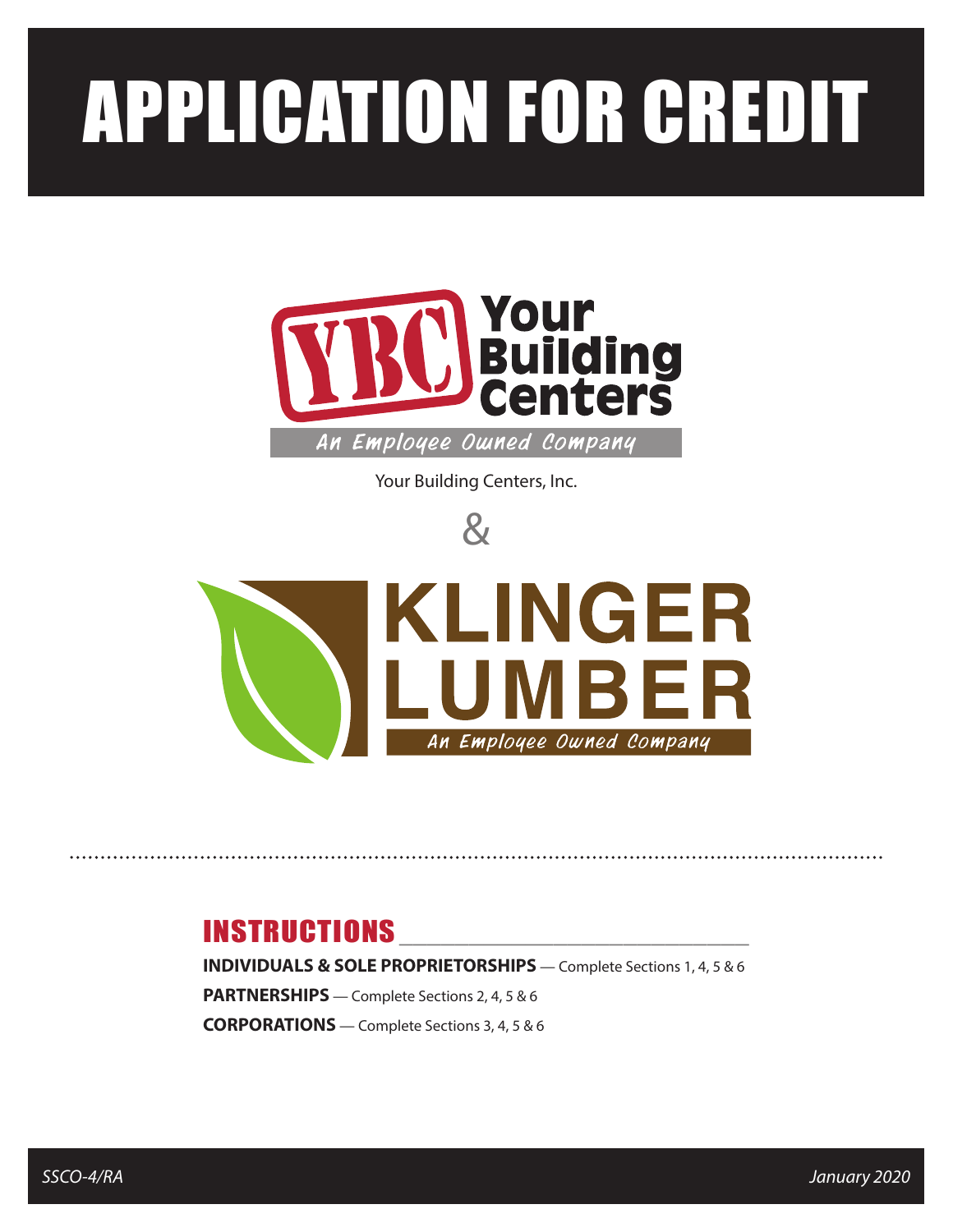# APPLICATION FOR CREDIT

YBC Your Building Centers

An Employee Owned Company

Your Building Centers, Inc.

&

KLINGER LUMBER

An Employee Owned Company

## INSTRUCTIONS

**INDIVIDUALS & SOLE PROPRIETORSHIPS** — Complete Sections 1, 4, 5 & 6

**PARTNERSHIPS** — Complete Sections 2, 4, 5 & 6

**CORPORATIONS** — Complete Sections 3, 4, 5 & 6

*SSCO-4/RA*

*January 2020*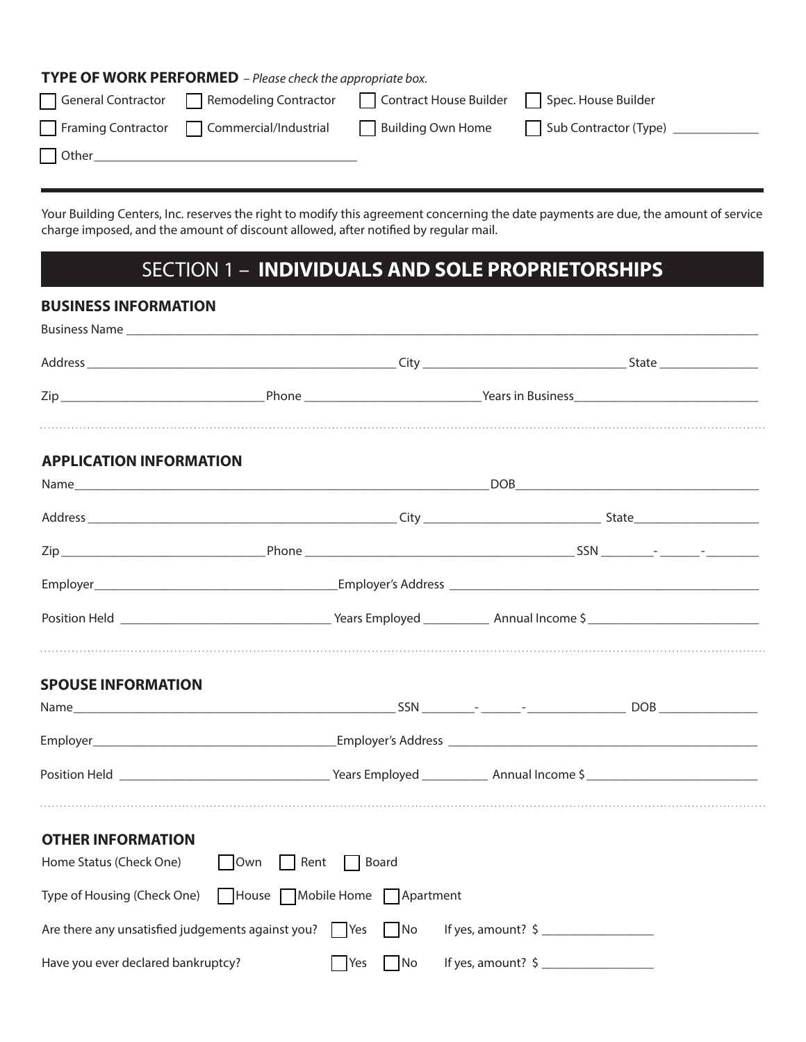**TYPE OF WORK PERFORMED** – *Please check the appropriate box.*

☐ General Contractor ☐ Remodeling Contractor ☐ Contract House Builder ☐ Spec. House Builder

☐ Framing Contractor ☐ Commercial/Industrial ☐ Building Own Home ☐ Sub Contractor (Type) _____________

☐ Other_______________________________________

---

Your Building Centers, Inc. reserves the right to modify this agreement concerning the date payments are due, the amount of service charge imposed, and the amount of discount allowed, after notified by regular mail.

# SECTION 1 – **INDIVIDUALS AND SOLE PROPRIETORSHIPS**

### BUSINESS INFORMATION

Business Name ____________________________________________________________________________________________

Address ________________________________________________ City _______________________________ State _______________

Zip ______________________________ Phone __________________________ Years in Business___________________________

### APPLICATION INFORMATION

Name__________________________________________________________________ DOB_____________________________________

Address ________________________________________________ City ___________________________ State___________________

Zip ______________________________ Phone __________________________________________ SSN ________- ______-________

Employer_____________________________________Employer's Address _______________________________________________

Position Held _______________________________ Years Employed __________ Annual Income $ _________________________

### SPOUSE INFORMATION

Name____________________________________________________ SSN ________- ______-______________ DOB _______________

Employer_____________________________________Employer's Address _______________________________________________

Position Held _______________________________ Years Employed __________ Annual Income $ _________________________

### OTHER INFORMATION

Home Status (Check One) ☐ Own ☐ Rent ☐ Board

Type of Housing (Check One) ☐ House ☐ Mobile Home ☐ Apartment

Are there any unsatisfied judgements against you? ☐ Yes ☐ No If yes, amount? $ ________________

Have you ever declared bankruptcy? ☐ Yes ☐ No If yes, amount? $ ________________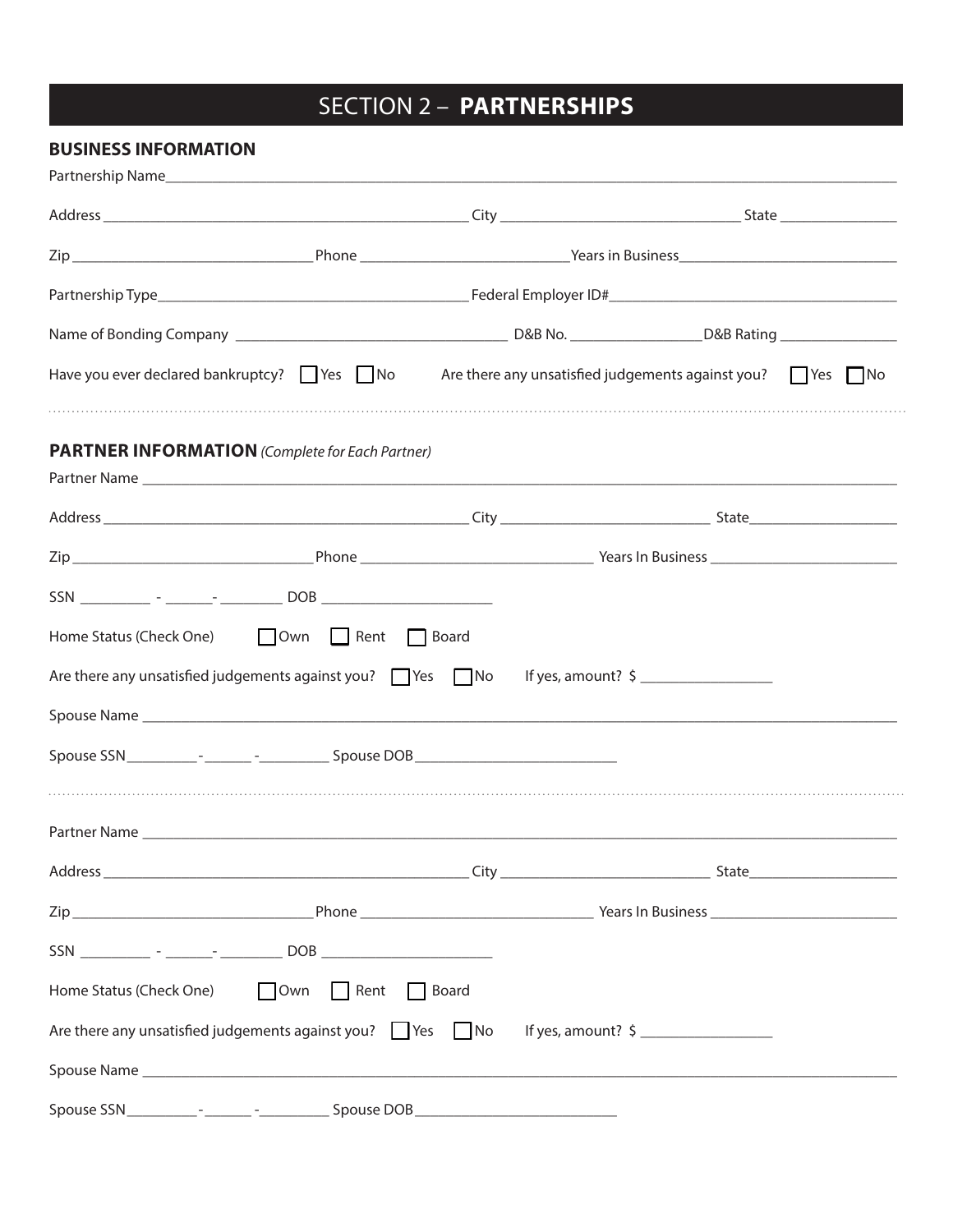# SECTION 2 – **PARTNERSHIPS**

## BUSINESS INFORMATION

Partnership Name_______________________________________________

Address _______________________________ City _____________________ State ___________

Zip _____________________ Phone ____________________ Years in Business____________________

Partnership Type______________________________ Federal Employer ID#__________________________

Name of Bonding Company _________________________ D&B No. ____________ D&B Rating ___________

Have you ever declared bankruptcy? ☐ Yes ☐ No Are there any unsatisfied judgements against you? ☐ Yes ☐ No

## PARTNER INFORMATION *(Complete for Each Partner)*

Partner Name _______________________________________________

Address _______________________________ City _____________________ State ___________

Zip _____________________ Phone ____________________ Years In Business ____________________

SSN _______ - _____- _______ DOB ________________

Home Status (Check One) ☐ Own ☐ Rent ☐ Board

Are there any unsatisfied judgements against you? ☐ Yes ☐ No If yes, amount? $ ____________

Spouse Name _______________________________________________

Spouse SSN_______-_____ -_______ Spouse DOB ____________________

---

Partner Name _______________________________________________

Address _______________________________ City _____________________ State ___________

Zip _____________________ Phone ____________________ Years In Business ____________________

SSN _______ - _____- _______ DOB ________________

Home Status (Check One) ☐ Own ☐ Rent ☐ Board

Are there any unsatisfied judgements against you? ☐ Yes ☐ No If yes, amount? $ ____________

Spouse Name _______________________________________________

Spouse SSN_______-_____ -_______ Spouse DOB ____________________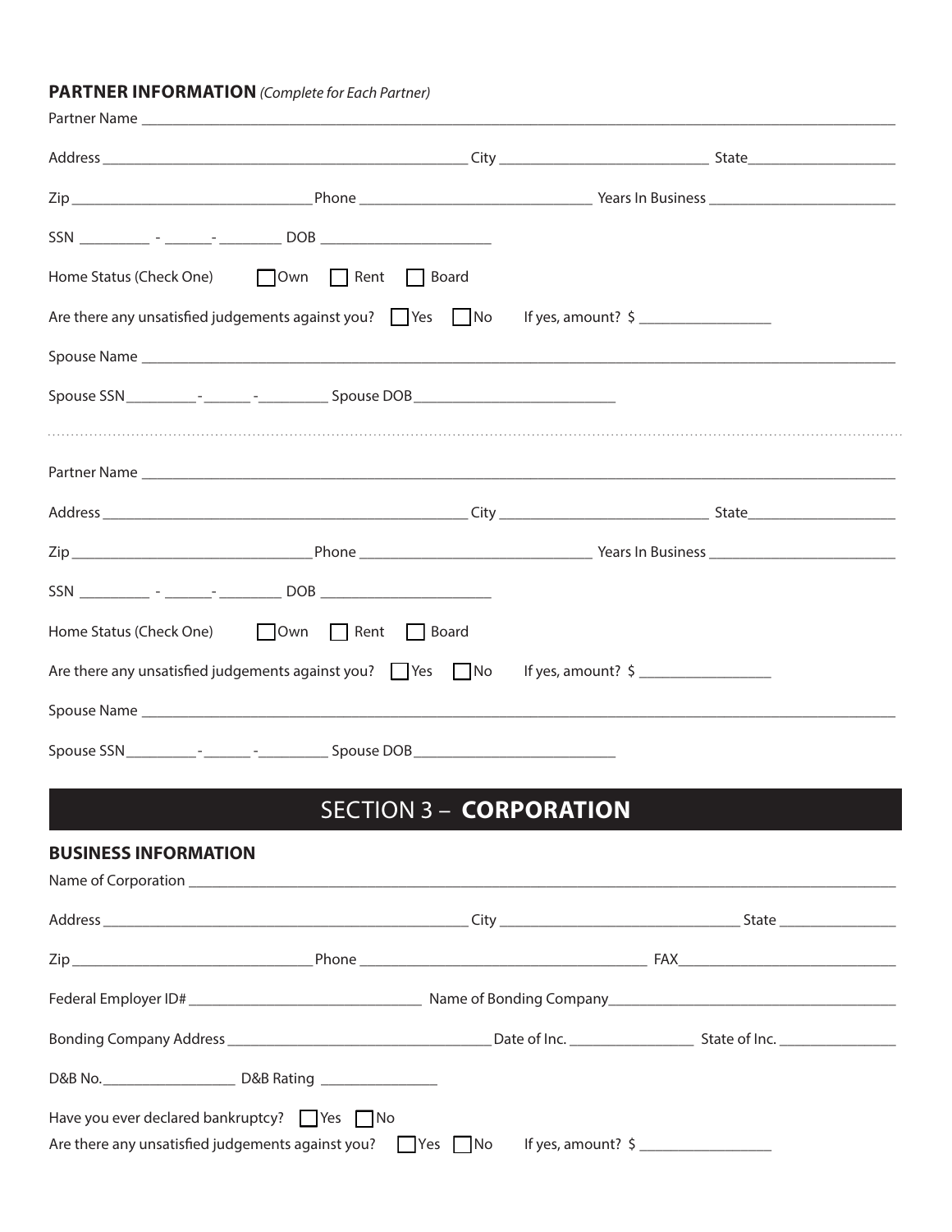## PARTNER INFORMATION *(Complete for Each Partner)*

Partner Name ______________________________________________

Address ______________________________ City ____________________ State ______________

Zip ____________________ Phone ____________________ Years In Business ________________

SSN ________ - ______- ________ DOB ____________________

Home Status (Check One) ☐ Own ☐ Rent ☐ Board

Are there any unsatisfied judgements against you? ☐ Yes ☐ No If yes, amount? $ ______________

Spouse Name ______________________________________________

Spouse SSN________-______ -________ Spouse DOB______________________

---

Partner Name ______________________________________________

Address ______________________________ City ____________________ State ______________

Zip ____________________ Phone ____________________ Years In Business ________________

SSN ________ - ______- ________ DOB ____________________

Home Status (Check One) ☐ Own ☐ Rent ☐ Board

Are there any unsatisfied judgements against you? ☐ Yes ☐ No If yes, amount? $ ______________

Spouse Name ______________________________________________

Spouse SSN________-______ -________ Spouse DOB______________________

# SECTION 3 – **CORPORATION**

## BUSINESS INFORMATION

Name of Corporation ______________________________________________

Address ______________________________ City ____________________ State ______________

Zip ____________________ Phone ____________________ FAX ____________________

Federal Employer ID# ____________________ Name of Bonding Company ____________________

Bonding Company Address ____________________ Date of Inc. ______________ State of Inc. ______________

D&B No.______________ D&B Rating ______________

Have you ever declared bankruptcy? ☐ Yes ☐ No

Are there any unsatisfied judgements against you? ☐ Yes ☐ No If yes, amount? $ ______________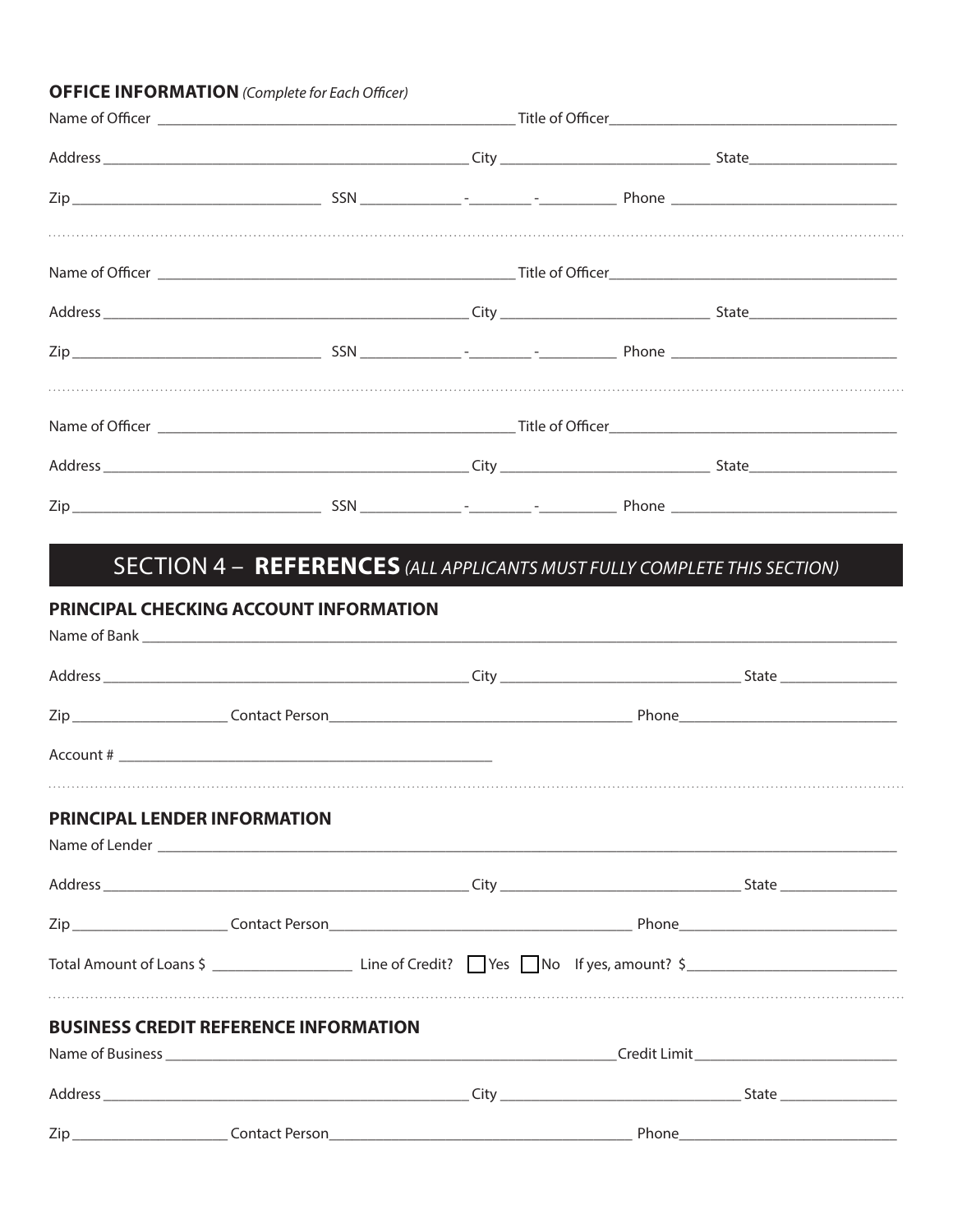**OFFICE INFORMATION** *(Complete for Each Officer)*

Name of Officer _______________________________________ Title of Officer_______________________________

Address _______________________________________ City _______________________ State_________________

Zip ___________________________ SSN ___________-________-_________ Phone _________________________

---

Name of Officer _______________________________________ Title of Officer_______________________________

Address _______________________________________ City _______________________ State_________________

Zip ___________________________ SSN ___________-________-_________ Phone _________________________

---

Name of Officer _______________________________________ Title of Officer_______________________________

Address _______________________________________ City _______________________ State_________________

Zip ___________________________ SSN ___________-________-_________ Phone _________________________

## SECTION 4 – **REFERENCES** *(ALL APPLICANTS MUST FULLY COMPLETE THIS SECTION)*

### PRINCIPAL CHECKING ACCOUNT INFORMATION

Name of Bank ____________________________________________________________________________________

Address _______________________________________ City ___________________________ State ______________

Zip __________________ Contact Person___________________________________ Phone_________________________

Account # __________________________________________

---

### PRINCIPAL LENDER INFORMATION

Name of Lender __________________________________________________________________________________

Address _______________________________________ City ___________________________ State ______________

Zip __________________ Contact Person___________________________________ Phone_________________________

Total Amount of Loans $ ________________ Line of Credit? ☐ Yes ☐ No If yes, amount? $________________________

---

### BUSINESS CREDIT REFERENCE INFORMATION

Name of Business ________________________________________________________ Credit Limit_______________________

Address _______________________________________ City ___________________________ State ______________

Zip __________________ Contact Person___________________________________ Phone_________________________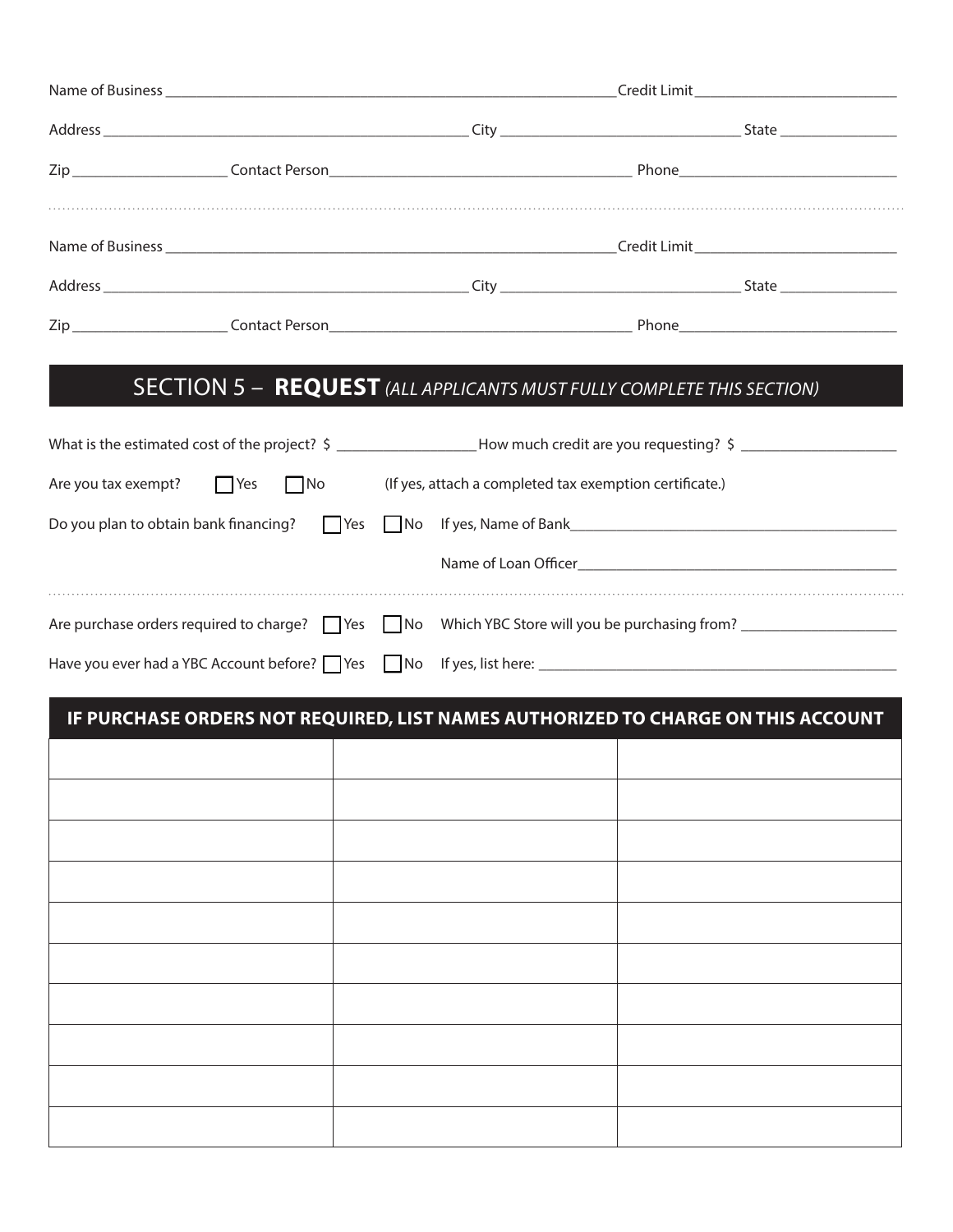Name of Business ______________________________ Credit Limit ______________

Address ______________________________ City ______________ State __________

Zip __________ Contact Person ______________________________ Phone ______________

---

Name of Business ______________________________ Credit Limit ______________

Address ______________________________ City ______________ State __________

Zip __________ Contact Person ______________________________ Phone ______________

## SECTION 5 – **REQUEST** *(ALL APPLICANTS MUST FULLY COMPLETE THIS SECTION)*

What is the estimated cost of the project? $ ______________ How much credit are you requesting? $ ______________

Are you tax exempt? ☐ Yes ☐ No (If yes, attach a completed tax exemption certificate.)

Do you plan to obtain bank financing? ☐ Yes ☐ No If yes, Name of Bank ______________________________

Name of Loan Officer ______________________________

---

Are purchase orders required to charge? ☐ Yes ☐ No Which YBC Store will you be purchasing from? ______________

Have you ever had a YBC Account before? ☐ Yes ☐ No If yes, list here: ______________________________

| IF PURCHASE ORDERS NOT REQUIRED, LIST NAMES AUTHORIZED TO CHARGE ON THIS ACCOUNT | | |
|---|---|---|
| | | |
| | | |
| | | |
| | | |
| | | |
| | | |
| | | |
| | | |
| | | |
| | | |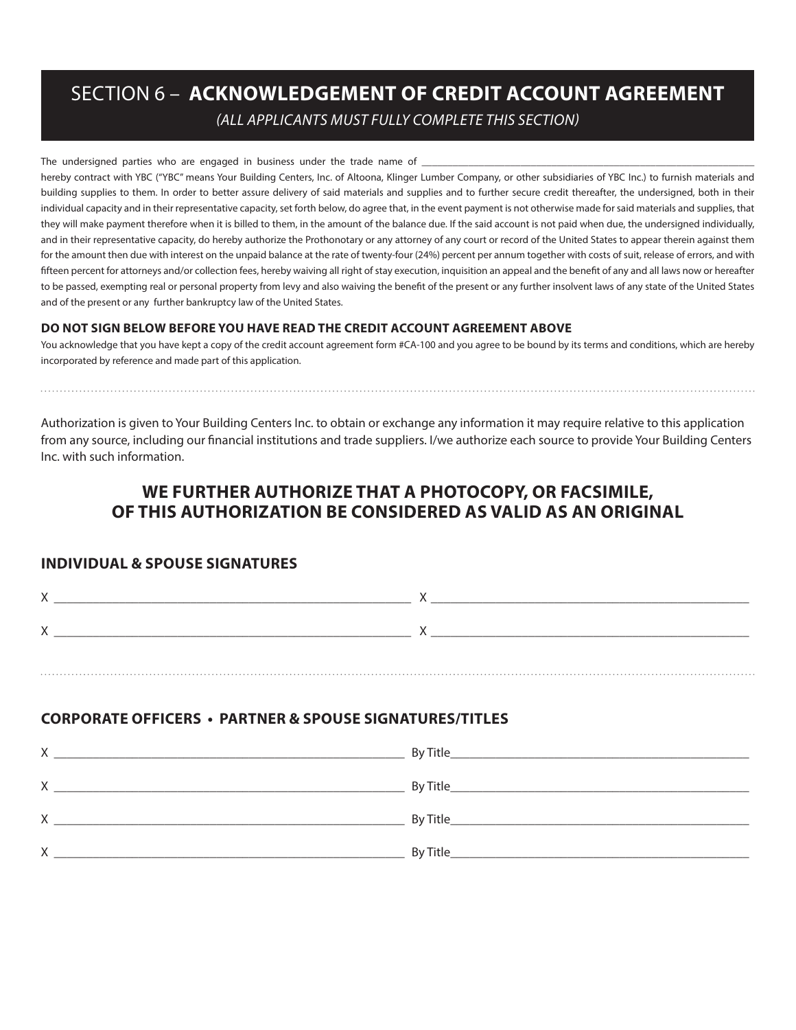## SECTION 6 – **ACKNOWLEDGEMENT OF CREDIT ACCOUNT AGREEMENT**

*(ALL APPLICANTS MUST FULLY COMPLETE THIS SECTION)*

The undersigned parties who are engaged in business under the trade name of ____________________________________________ hereby contract with YBC ("YBC" means Your Building Centers, Inc. of Altoona, Klinger Lumber Company, or other subsidiaries of YBC Inc.) to furnish materials and building supplies to them. In order to better assure delivery of said materials and supplies and to further secure credit thereafter, the undersigned, both in their individual capacity and in their representative capacity, set forth below, do agree that, in the event payment is not otherwise made for said materials and supplies, that they will make payment therefore when it is billed to them, in the amount of the balance due. If the said account is not paid when due, the undersigned individually, and in their representative capacity, do hereby authorize the Prothonotary or any attorney of any court or record of the United States to appear therein against them for the amount then due with interest on the unpaid balance at the rate of twenty-four (24%) percent per annum together with costs of suit, release of errors, and with fifteen percent for attorneys and/or collection fees, hereby waiving all right of stay execution, inquisition an appeal and the benefit of any and all laws now or hereafter to be passed, exempting real or personal property from levy and also waiving the benefit of the present or any further insolvent laws of any state of the United States and of the present or any further bankruptcy law of the United States.

**DO NOT SIGN BELOW BEFORE YOU HAVE READ THE CREDIT ACCOUNT AGREEMENT ABOVE**

You acknowledge that you have kept a copy of the credit account agreement form #CA-100 and you agree to be bound by its terms and conditions, which are hereby incorporated by reference and made part of this application.

Authorization is given to Your Building Centers Inc. to obtain or exchange any information it may require relative to this application from any source, including our financial institutions and trade suppliers. I/we authorize each source to provide Your Building Centers Inc. with such information.

### WE FURTHER AUTHORIZE THAT A PHOTOCOPY, OR FACSIMILE, OF THIS AUTHORIZATION BE CONSIDERED AS VALID AS AN ORIGINAL

### INDIVIDUAL & SPOUSE SIGNATURES

X ______________________________ X ______________________________

X ______________________________ X ______________________________

### CORPORATE OFFICERS • PARTNER & SPOUSE SIGNATURES/TITLES

X ______________________________ By Title______________________________

X ______________________________ By Title______________________________

X ______________________________ By Title______________________________

X ______________________________ By Title______________________________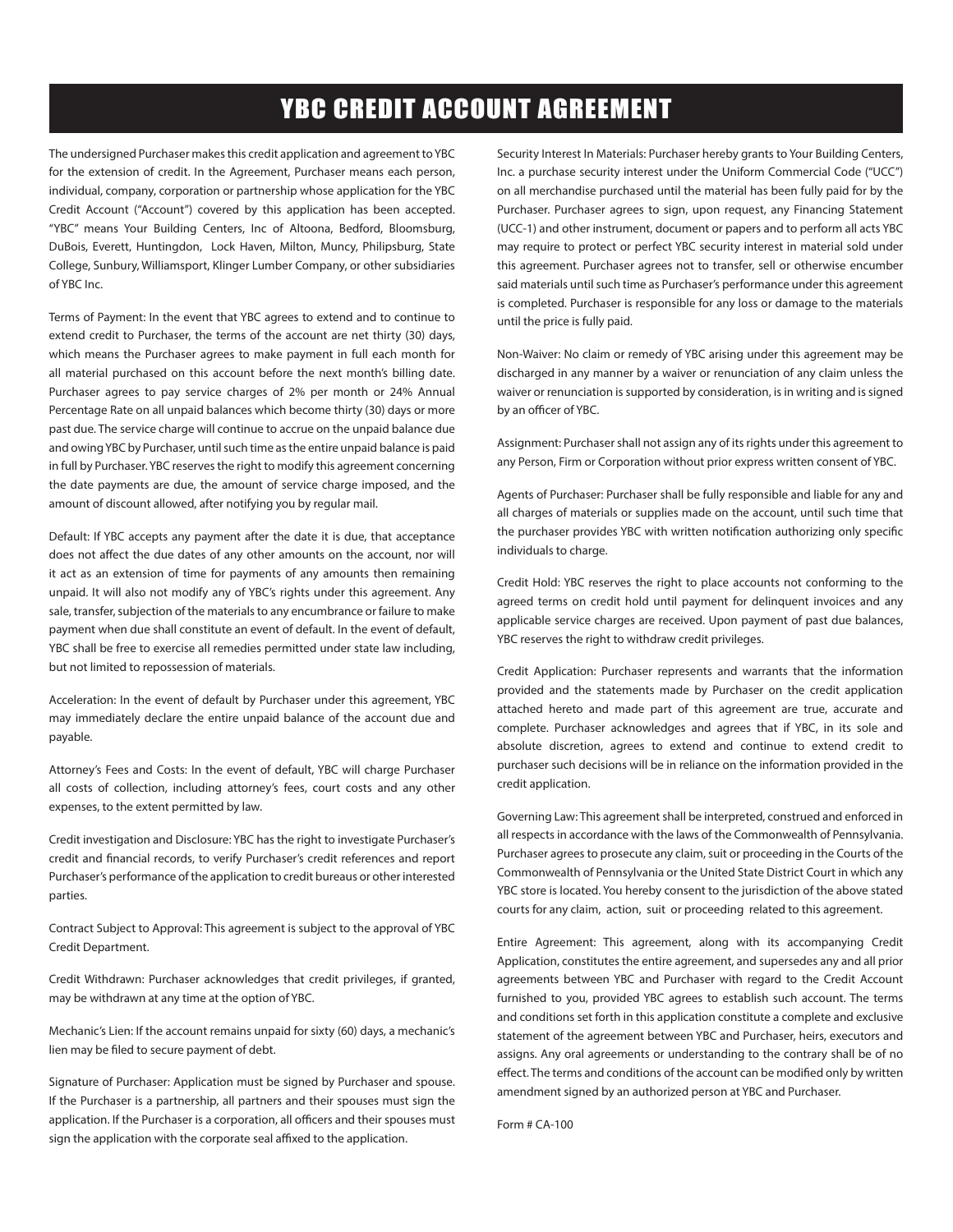# YBC CREDIT ACCOUNT AGREEMENT

The undersigned Purchaser makes this credit application and agreement to YBC for the extension of credit. In the Agreement, Purchaser means each person, individual, company, corporation or partnership whose application for the YBC Credit Account ("Account") covered by this application has been accepted. "YBC" means Your Building Centers, Inc of Altoona, Bedford, Bloomsburg, DuBois, Everett, Huntingdon, Lock Haven, Milton, Muncy, Philipsburg, State College, Sunbury, Williamsport, Klinger Lumber Company, or other subsidiaries of YBC Inc.

Terms of Payment: In the event that YBC agrees to extend and to continue to extend credit to Purchaser, the terms of the account are net thirty (30) days, which means the Purchaser agrees to make payment in full each month for all material purchased on this account before the next month's billing date. Purchaser agrees to pay service charges of 2% per month or 24% Annual Percentage Rate on all unpaid balances which become thirty (30) days or more past due. The service charge will continue to accrue on the unpaid balance due and owing YBC by Purchaser, until such time as the entire unpaid balance is paid in full by Purchaser. YBC reserves the right to modify this agreement concerning the date payments are due, the amount of service charge imposed, and the amount of discount allowed, after notifying you by regular mail.

Default: If YBC accepts any payment after the date it is due, that acceptance does not affect the due dates of any other amounts on the account, nor will it act as an extension of time for payments of any amounts then remaining unpaid. It will also not modify any of YBC's rights under this agreement. Any sale, transfer, subjection of the materials to any encumbrance or failure to make payment when due shall constitute an event of default. In the event of default, YBC shall be free to exercise all remedies permitted under state law including, but not limited to repossession of materials.

Acceleration: In the event of default by Purchaser under this agreement, YBC may immediately declare the entire unpaid balance of the account due and payable.

Attorney's Fees and Costs: In the event of default, YBC will charge Purchaser all costs of collection, including attorney's fees, court costs and any other expenses, to the extent permitted by law.

Credit investigation and Disclosure: YBC has the right to investigate Purchaser's credit and financial records, to verify Purchaser's credit references and report Purchaser's performance of the application to credit bureaus or other interested parties.

Contract Subject to Approval: This agreement is subject to the approval of YBC Credit Department.

Credit Withdrawn: Purchaser acknowledges that credit privileges, if granted, may be withdrawn at any time at the option of YBC.

Mechanic's Lien: If the account remains unpaid for sixty (60) days, a mechanic's lien may be filed to secure payment of debt.

Signature of Purchaser: Application must be signed by Purchaser and spouse. If the Purchaser is a partnership, all partners and their spouses must sign the application. If the Purchaser is a corporation, all officers and their spouses must sign the application with the corporate seal affixed to the application.

Security Interest In Materials: Purchaser hereby grants to Your Building Centers, Inc. a purchase security interest under the Uniform Commercial Code ("UCC") on all merchandise purchased until the material has been fully paid for by the Purchaser. Purchaser agrees to sign, upon request, any Financing Statement (UCC-1) and other instrument, document or papers and to perform all acts YBC may require to protect or perfect YBC security interest in material sold under this agreement. Purchaser agrees not to transfer, sell or otherwise encumber said materials until such time as Purchaser's performance under this agreement is completed. Purchaser is responsible for any loss or damage to the materials until the price is fully paid.

Non-Waiver: No claim or remedy of YBC arising under this agreement may be discharged in any manner by a waiver or renunciation of any claim unless the waiver or renunciation is supported by consideration, is in writing and is signed by an officer of YBC.

Assignment: Purchaser shall not assign any of its rights under this agreement to any Person, Firm or Corporation without prior express written consent of YBC.

Agents of Purchaser: Purchaser shall be fully responsible and liable for any and all charges of materials or supplies made on the account, until such time that the purchaser provides YBC with written notification authorizing only specific individuals to charge.

Credit Hold: YBC reserves the right to place accounts not conforming to the agreed terms on credit hold until payment for delinquent invoices and any applicable service charges are received. Upon payment of past due balances, YBC reserves the right to withdraw credit privileges.

Credit Application: Purchaser represents and warrants that the information provided and the statements made by Purchaser on the credit application attached hereto and made part of this agreement are true, accurate and complete. Purchaser acknowledges and agrees that if YBC, in its sole and absolute discretion, agrees to extend and continue to extend credit to purchaser such decisions will be in reliance on the information provided in the credit application.

Governing Law: This agreement shall be interpreted, construed and enforced in all respects in accordance with the laws of the Commonwealth of Pennsylvania. Purchaser agrees to prosecute any claim, suit or proceeding in the Courts of the Commonwealth of Pennsylvania or the United State District Court in which any YBC store is located. You hereby consent to the jurisdiction of the above stated courts for any claim, action, suit or proceeding related to this agreement.

Entire Agreement: This agreement, along with its accompanying Credit Application, constitutes the entire agreement, and supersedes any and all prior agreements between YBC and Purchaser with regard to the Credit Account furnished to you, provided YBC agrees to establish such account. The terms and conditions set forth in this application constitute a complete and exclusive statement of the agreement between YBC and Purchaser, heirs, executors and assigns. Any oral agreements or understanding to the contrary shall be of no effect. The terms and conditions of the account can be modified only by written amendment signed by an authorized person at YBC and Purchaser.

Form # CA-100